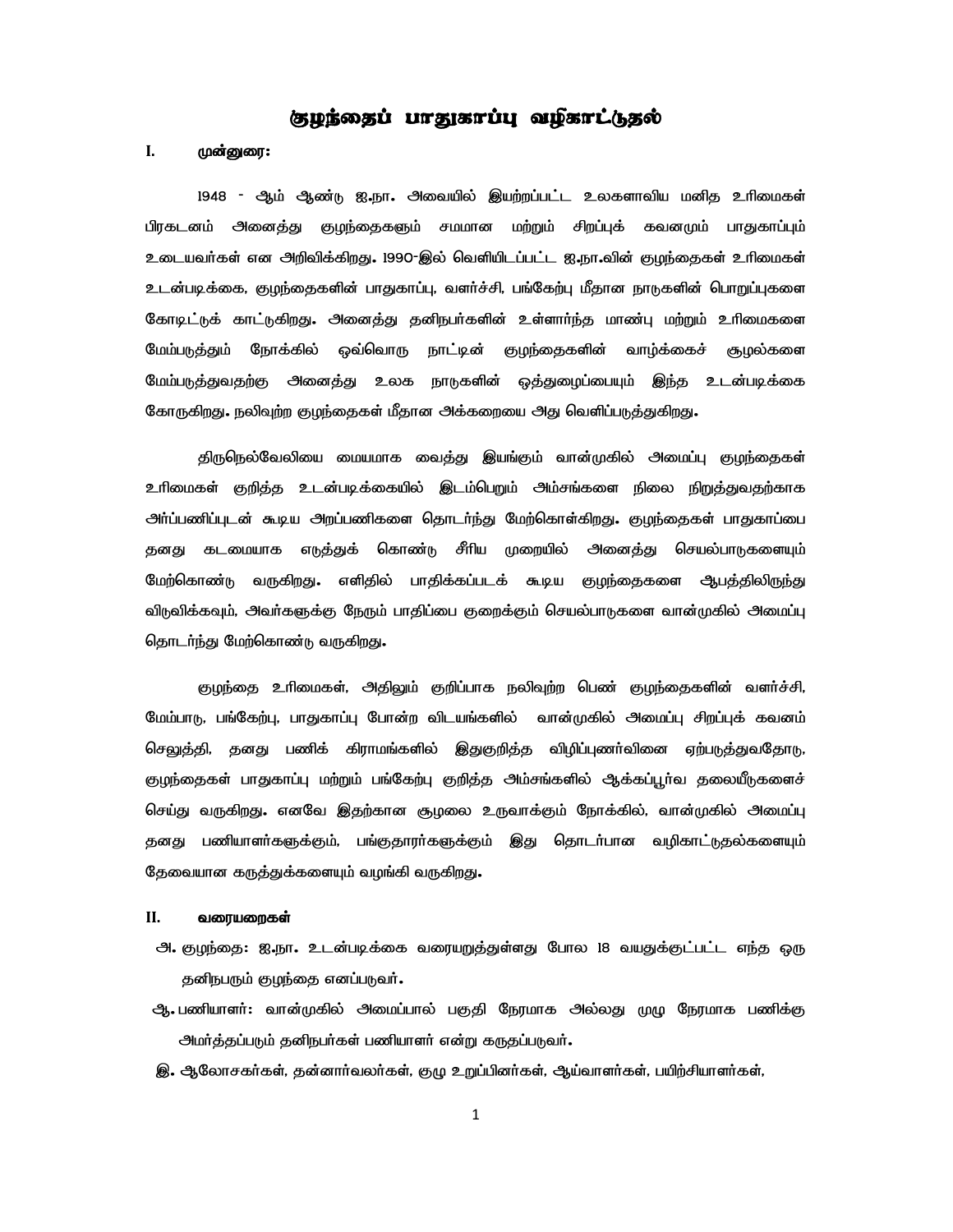# குழந்தைப் பாதுகாப்பு வழிகாட்டுதல்

## I. முன்னுரை:

1948 - ஆம் ஆண்டு ஐ.நா. அவையில் இயற்றப்பட்ட உலகளாவிய மனித உரிமைகள் பிரகடனம் அனைத்து குழந்தைகளும் சமமான மற்றும் சிறப்புக் கவனமும் பாதுகாப்பும் உடையவர்கள் என அறிவிக்கிறது. 1990-இல் வெளியிடப்பட்ட ஐ.நா.வின் குழந்தைகள் உரிமைகள் உடன்படிக்கை, குழந்தைகளின் பாதுகாப்பு, வளர்ச்சி, பங்கேற்பு மீதான நாடுகளின் பொறுப்புகளை கோடிட்டுக் காட்டுகிறது. அனைத்து தனிநபர்களின் உள்ளார்ந்த மாண்பு மற்றும் உரிமைகளை மேம்படுத்தும் நோக்கில் ஒவ்வொரு நாட்டின் குழந்தைகளின் வாழ்க்கைச் சூழல்களை மேம்படுத்துவதற்கு அனைத்து உலக நாடுகளின் ஒத்துழைப்பையும் இந்த உடன்படிக்கை கோருகிறது. நலிவுற்ற குழந்தைகள் மீதான அக்கறையை அது வெளிப்படுத்துகிறது.

திருநெல்வேலியை மையமாக வைத்து இயங்கும் வான்முகில் அமைப்பு குழந்தைகள் உரிமைகள் குறித்த உடன்படிக்கையில் இடம்பெறும் அம்சங்களை நிலை நிறுத்துவதற்காக அர்ப்பணிப்புடன் கூடிய அறப்பணிகளை தொடர்ந்து மேற்கொள்கிறது. குழந்தைகள் பாதுகாப்பை தனது கடமையாக எடுத்துக் கொண்டு சீரிய முறையில் அனைத்து செயல்பாடுகளையும் மேற்கொண்டு வருகிறது. எளிதில் பாதிக்கப்படக் கூடிய குழந்தைகளை ஆபத்திலிருந்து விடுவிக்கவும், அவர்களுக்கு நேரும் பாதிப்பை குறைக்கும் செயல்பாடுகளை வான்முகில் அமைப்பு தொடர்ந்து மேற்கொண்டு வருகிறது.

குழந்தை உரிமைகள், அதிலும் குறிப்பாக நலிவுற்ற பெண் குழந்தைகளின் வளர்ச்சி, மேம்பாடு, பங்கேற்பு, பாதுகாப்பு போன்ற விடயங்களில் வான்முகில் அமைப்பு சிறப்புக் கவனம் செலுத்தி, தனது பணிக் கிராமங்களில் இதுகுறித்த விழிப்புணர்வினை ஏற்படுத்துவதோடு, குழந்தைகள் பாதுகாப்பு மற்றும் பங்கேற்பு குறித்த அம்சங்களில் ஆக்கப்பூர்வ தலையீடுகளைச் செய்து வருகிறது. எனவே இதற்கான சூழலை உருவாக்கும் நோக்கில், வான்முகில் அமைப்பு தனது பணியாளர்களுக்கும், பங்குதாரர்களுக்கும் இது தொடர்பான வழிகாட்டுதல்களையும் தேவையான கருத்துக்களையும் வழங்கி வருகிறது.

## II. வரையறைகள்

அ. குழந்தை: ஐ.நா. உடன்படிக்கை வரையறுத்துள்ளது போல 18 வயதுக்குட்பட்ட எந்த ஒரு தனிநபரும் குழந்தை எனப்படுவர்.

ஆ. பணியாளர்: வான்முகில் அமைப்பால் பகுதி நேரமாக அல்லது முழு நேரமாக பணிக்கு அமர்த்தப்படும் தனிநபர்கள் பணியாளர் என்று கருதப்படுவர்.

இ. ஆலோசகர்கள், தன்னார்வலர்கள், குழு உறுப்பினர்கள், ஆய்வாளர்கள், பயிற்சியாளர்கள்,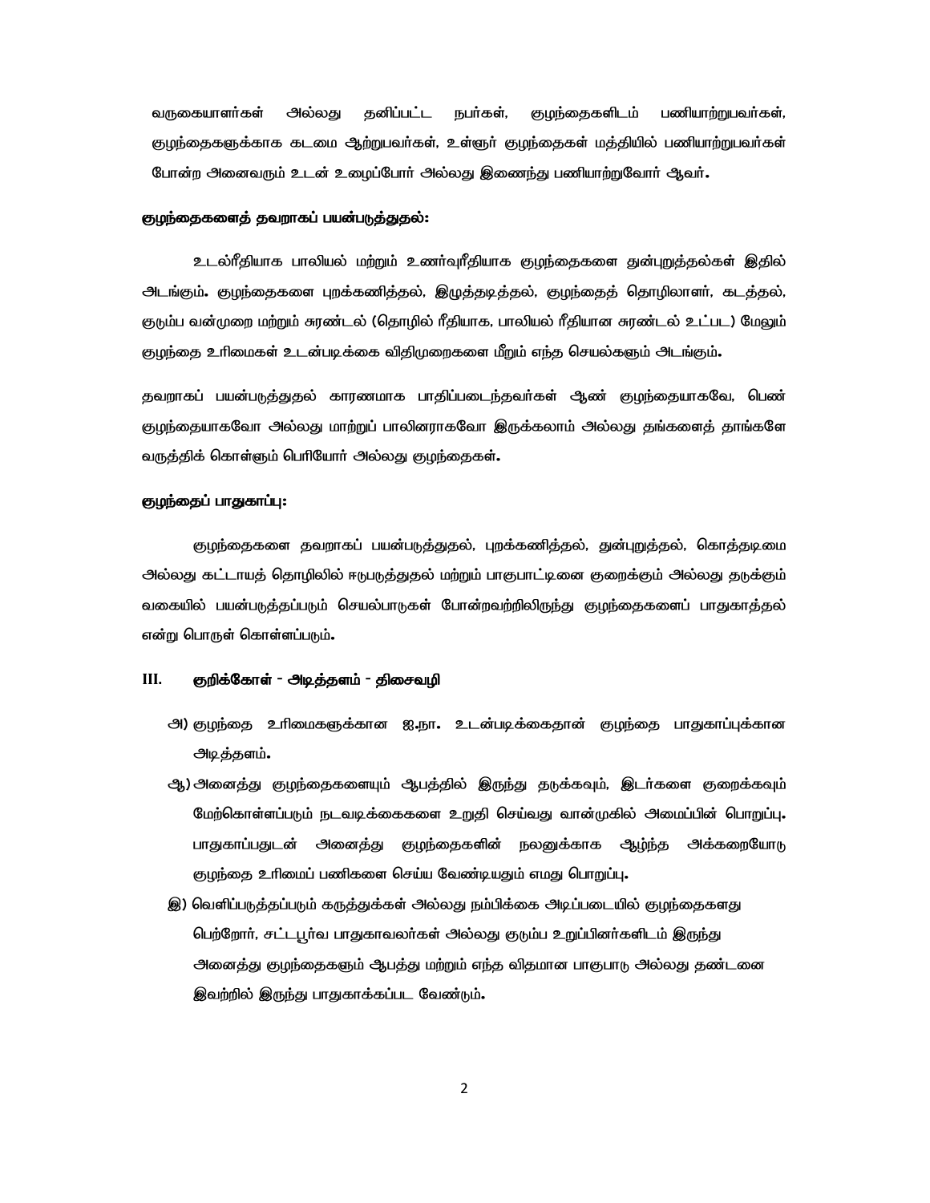வருகையாளர்கள் அல்லது தனிப்பட்ட நபர்கள், குழந்தைகளிடம் பணியாற்றுபவர்கள், குழந்தைகளுக்காக கடமை ஆற்றுபவர்கள், உள்ளூர் குழந்தைகள் மத்தியில் பணியாற்றுபவர்கள் போன்ற அனைவரும் உடன் உழைப்போர் அல்லது இணைந்து பணியாற்றுவோர் ஆவர்.

**குழந்தைகளைத் தவறாகப் பயன்படுத்துதல்:**

உடல்ரீதியாக பாலியல் மற்றும் உணர்வுரீதியாக குழந்தைகளை துன்புறுத்தல்கள் இதில் அடங்கும். குழந்தைகளை புறக்கணித்தல், இழுத்தடித்தல், குழந்தைத் தொழிலாளர், கடத்தல், குடும்ப வன்முறை மற்றும் சுரண்டல் (தொழில் ரீதியாக, பாலியல் ரீதியான சுரண்டல் உட்பட) மேலும் குழந்தை உரிமைகள் உடன்படிக்கை விதிமுறைகளை மீறும் எந்த செயல்களும் அடங்கும்.

தவறாகப் பயன்படுத்துதல் காரணமாக பாதிப்படைந்தவர்கள் ஆண் குழந்தையாகவோ, பெண் குழந்தையாகவோ அல்லது மாற்றுப் பாலினராகவோ இருக்கலாம் அல்லது தங்களைத் தாங்களே வருத்திக் கொள்ளும் பெரியோர் அல்லது குழந்தைகள்.

**குழந்தைப் பாதுகாப்பு:**

குழந்தைகளை தவறாகப் பயன்படுத்துதல், புறக்கணித்தல், துன்புறுத்தல், கொத்தடிமை அல்லது கட்டாயத் தொழிலில் ஈடுபடுத்துதல் மற்றும் பாகுபாட்டினை குறைக்கும் அல்லது தடுக்கும் வகையில் பயன்படுத்தப்படும் செயல்பாடுகள் போன்றவற்றிலிருந்து குழந்தைகளைப் பாதுகாத்தல் என்று பொருள் கொள்ளப்படும்.

## III. குறிக்கோள் - அடித்தளம் - திசைவழி

அ) குழந்தை உரிமைகளுக்கான ஐ.நா. உடன்படிக்கைதான் குழந்தை பாதுகாப்புக்கான அடித்தளம்.

ஆ) அனைத்து குழந்தைகளையும் ஆபத்தில் இருந்து தடுக்கவும், இடர்களை குறைக்கவும் மேற்கொள்ளப்படும் நடவடிக்கைகளை உறுதி செய்வது வான்முகில் அமைப்பின் பொறுப்பு. பாதுகாப்பதுடன் அனைத்து குழந்தைகளின் நலனுக்காக ஆழ்ந்த அக்கறையோடு குழந்தை உரிமைப் பணிகளை செய்ய வேண்டியதும் எமது பொறுப்பு.

இ) வெளிப்படுத்தப்படும் கருத்துக்கள் அல்லது நம்பிக்கை அடிப்படையில் குழந்தைகளது பெற்றோர், சட்டபூர்வ பாதுகாவலர்கள் அல்லது குடும்ப உறுப்பினர்களிடம் இருந்து அனைத்து குழந்தைகளும் ஆபத்து மற்றும் எந்த விதமான பாகுபாடு அல்லது தண்டனை இவற்றில் இருந்து பாதுகாக்கப்பட வேண்டும்.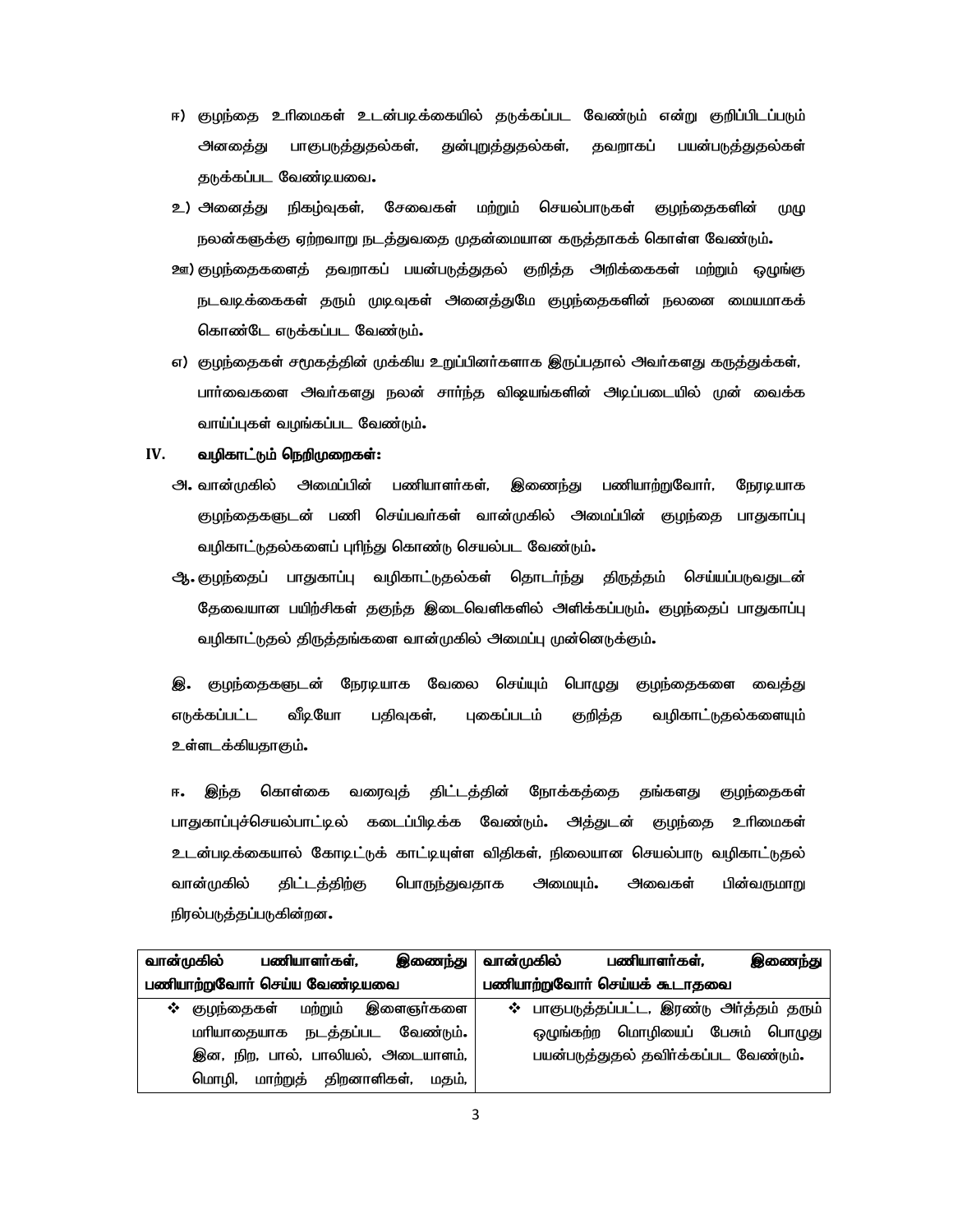ஈ) குழந்தை உரிமைகள் உடன்படிக்கையில் தடுக்கப்பட வேண்டும் என்று குறிப்பிடப்படும் அனைத்து பாகுபடுத்துதல்கள், துன்புறுத்துதல்கள், தவறாகப் பயன்படுத்துதல்கள் தடுக்கப்பட வேண்டியவை.

உ) அனைத்து நிகழ்வுகள், சேவைகள் மற்றும் செயல்பாடுகள் குழந்தைகளின் முழு நலன்களுக்கு ஏற்றவாறு நடத்துவதை முதன்மையான கருத்தாகக் கொள்ள வேண்டும்.

ஊ) குழந்தைகளைத் தவறாகப் பயன்படுத்துதல் குறித்த அறிக்கைகள் மற்றும் ஒழுங்கு நடவடிக்கைகள் தரும் முடிவுகள் அனைத்துமே குழந்தைகளின் நலனை மையமாகக் கொண்டே எடுக்கப்பட வேண்டும்.

எ) குழந்தைகள் சமூகத்தின் முக்கிய உறுப்பினர்களாக இருப்பதால் அவர்களது கருத்துக்கள், பார்வைகளை அவர்களது நலன் சார்ந்த விஷயங்களின் அடிப்படையில் முன் வைக்க வாய்ப்புகள் வழங்கப்பட வேண்டும்.

## IV. வழிகாட்டும் நெறிமுறைகள்:

அ. வான்முகில் அமைப்பின் பணியாளர்கள், இணைந்து பணியாற்றுவோர், நேரடியாக குழந்தைகளுடன் பணி செய்பவர்கள் வான்முகில் அமைப்பின் குழந்தை பாதுகாப்பு வழிகாட்டுதல்களைப் புரிந்து கொண்டு செயல்பட வேண்டும்.

ஆ. குழந்தைப் பாதுகாப்பு வழிகாட்டுதல்கள் தொடர்ந்து திருத்தம் செய்யப்படுவதுடன் தேவையான பயிற்சிகள் தகுந்த இடைவெளிகளில் அளிக்கப்படும். குழந்தைப் பாதுகாப்பு வழிகாட்டுதல் திருத்தங்களை வான்முகில் அமைப்பு முன்னெடுக்கும்.

இ. குழந்தைகளுடன் நேரடியாக வேலை செய்யும் பொழுது குழந்தைகளை வைத்து எடுக்கப்பட்ட வீடியோ பதிவுகள், புகைப்படம் குறித்த வழிகாட்டுதல்களையும் உள்ளடக்கியதாகும்.

ஈ. இந்த கொள்கை வரைவுத் திட்டத்தின் நோக்கத்தை தங்களது குழந்தைகள் பாதுகாப்புச்செயல்பாட்டில் கடைப்பிடிக்க வேண்டும். அத்துடன் குழந்தை உரிமைகள் உடன்படிக்கையால் கோடிட்டுக் காட்டியுள்ள விதிகள், நிலையான செயல்பாடு வழிகாட்டுதல் வான்முகில் திட்டத்திற்கு பொருந்துவதாக அமையும். அவைகள் பின்வருமாறு நிரல்படுத்தப்படுகின்றன.

| **வான்முகில் பணியாளர்கள், இணைந்து பணியாற்றுவோர் செய்ய வேண்டியவை** | **வான்முகில் பணியாளர்கள், இணைந்து பணியாற்றுவோர் செய்யக் கூடாதவை** |
|---|---|
| ❖ குழந்தைகள் மற்றும் இளைஞர்களை மரியாதையாக நடத்தப்பட வேண்டும். இன, நிற, பால், பாலியல், அடையாளம், மொழி, மாற்றுத் திறனாளிகள், மதம், | ❖ பாகுபடுத்தப்பட்ட, இரண்டு அர்த்தம் தரும் ஒழுங்கற்ற மொழியைப் பேசும் பொழுது பயன்படுத்துதல் தவிர்க்கப்பட வேண்டும். |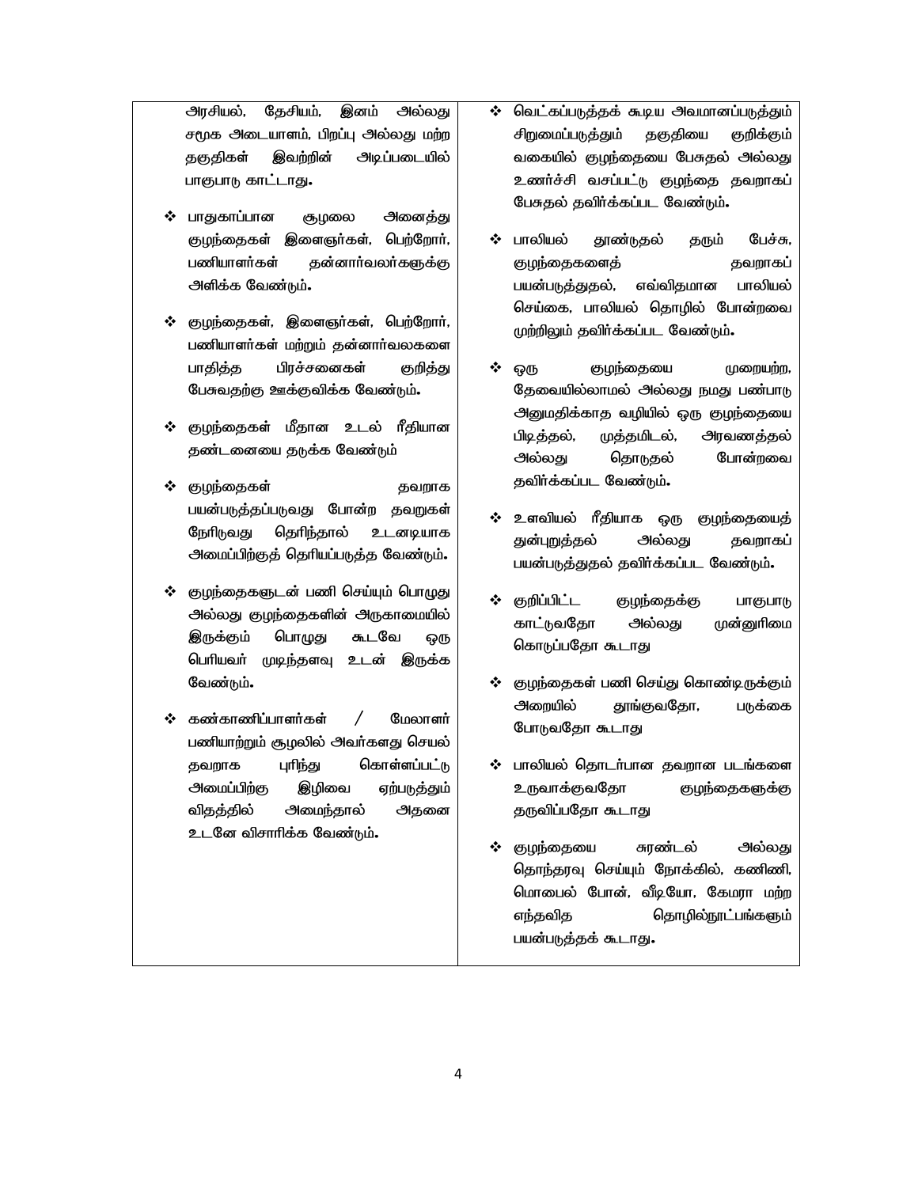| | |
|---|---|
| அரசியல், தேசியம், இனம் அல்லது சமூக அடையாளம், பிறப்பு அல்லது மற்ற தகுதிகள் இவற்றின் அடிப்படையில் பாகுபாடு காட்டாது.<br><br>❖ பாதுகாப்பான சூழலை அனைத்து குழந்தைகள் இளைஞர்கள், பெற்றோர், பணியாளர்கள் தன்னார்வலர்களுக்கு அளிக்க வேண்டும்.<br><br>❖ குழந்தைகள், இளைஞர்கள், பெற்றோர், பணியாளர்கள் மற்றும் தன்னார்வலகளை பாதித்த பிரச்சனைகள் குறித்து பேசுவதற்கு ஊக்குவிக்க வேண்டும்.<br><br>❖ குழந்தைகள் மீதான உடல் ரீதியான தண்டனையை தடுக்க வேண்டும்<br><br>❖ குழந்தைகள் தவறாக பயன்படுத்தப்படுவது போன்ற தவறுகள் நேரிடுவது தெரிந்தால் உடனடியாக அமைப்பிற்குத் தெரியப்படுத்த வேண்டும்.<br><br>❖ குழந்தைகளுடன் பணி செய்யும் பொழுது அல்லது குழந்தைகளின் அருகாமையில் இருக்கும் பொழுது கூடவே ஒரு பெரியவர் முடிந்தளவு உடன் இருக்க வேண்டும்.<br><br>❖ கண்காணிப்பாளர்கள் / மேலாளர் பணியாற்றும் சூழலில் அவர்களது செயல் தவறாக புரிந்து கொள்ளப்பட்டு அமைப்பிற்கு இழிவை ஏற்படுத்தும் விதத்தில் அமைந்தால் அதனை உடனே விசாரிக்க வேண்டும். | ❖ வெட்கப்படுத்தக் கூடிய அவமானப்படுத்தும் சிறுமைப்படுத்தும் தகுதியை குறிக்கும் வகையில் குழந்தையை பேசுதல் அல்லது உணர்ச்சி வசப்பட்டு குழந்தை தவறாகப் பேசுதல் தவிர்க்கப்பட வேண்டும்.<br><br>❖ பாலியல் தூண்டுதல் தரும் பேச்சு, குழந்தைகளைத் தவறாகப் பயன்படுத்துதல், எவ்விதமான பாலியல் செய்கை, பாலியல் தொழில் போன்றவை முற்றிலும் தவிர்க்கப்பட வேண்டும்.<br><br>❖ ஒரு குழந்தையை முறையற்ற, தேவையில்லாமல் அல்லது நமது பண்பாடு அனுமதிக்காத வழியில் ஒரு குழந்தையை பிடித்தல், முத்தமிடல், அரவணைத்தல் அல்லது தொடுதல் போன்றவை தவிர்க்கப்பட வேண்டும்.<br><br>❖ உளவியல் ரீதியாக ஒரு குழந்தையைத் துன்புறுத்தல் அல்லது தவறாகப் பயன்படுத்துதல் தவிர்க்கப்பட வேண்டும்.<br><br>❖ குறிப்பிட்ட குழந்தைக்கு பாகுபாடு காட்டுவதோ அல்லது முன்னுரிமை கொடுப்பதோ கூடாது<br><br>❖ குழந்தைகள் பணி செய்து கொண்டிருக்கும் அறையில் தூங்குவதோ, படுக்கை போடுவதோ கூடாது<br><br>❖ பாலியல் தொடர்பான தவறான படங்களை உருவாக்குவதோ குழந்தைகளுக்கு தருவிப்பதோ கூடாது<br><br>❖ குழந்தையை சுரண்டல் அல்லது தொந்தரவு செய்யும் நோக்கில், கணினி, மொபைல் போன், வீடியோ, கேமரா மற்ற எந்தவித தொழில்நுட்பங்களும் பயன்படுத்தக் கூடாது. |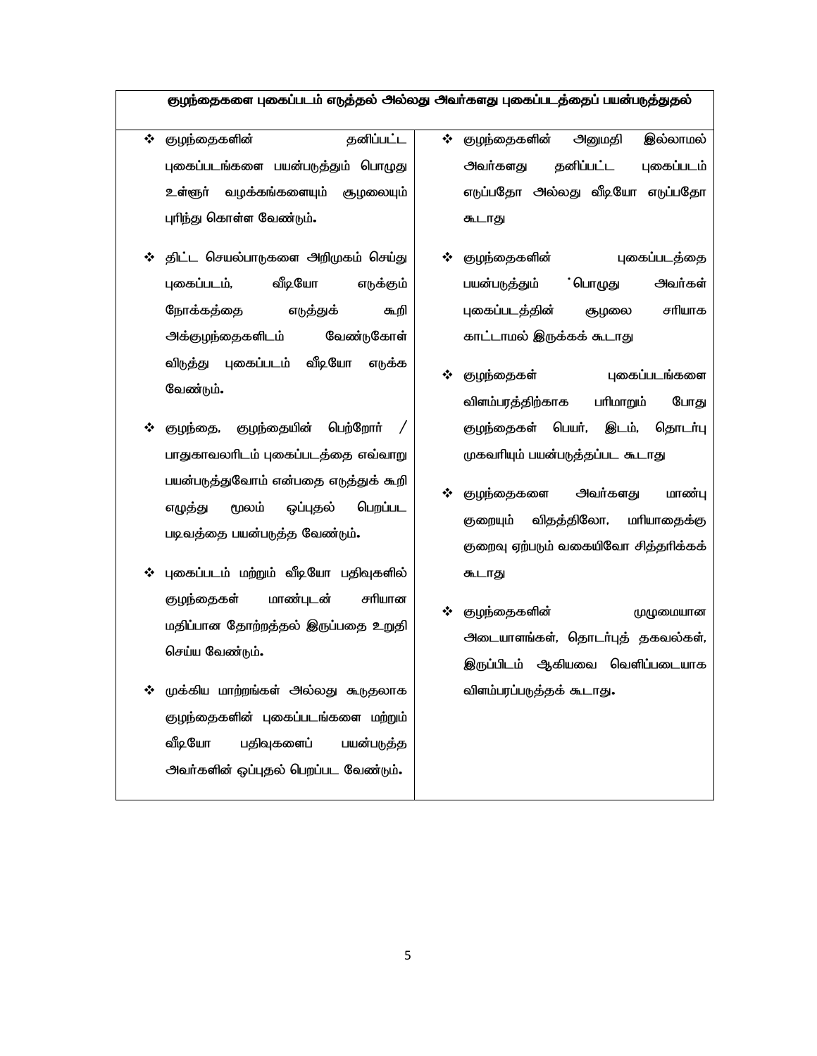| குழந்தைகளை புகைப்படம் எடுத்தல் அல்லது அவர்களது புகைப்படத்தைப் பயன்படுத்துதல் | |
|---|---|
| ❖ குழந்தைகளின் தனிப்பட்ட புகைப்படங்களை பயன்படுத்தும் பொழுது உள்ளூர் வழக்கங்களையும் சூழலையும் புரிந்து கொள்ள வேண்டும்.<br><br>❖ திட்ட செயல்பாடுகளை அறிமுகம் செய்து புகைப்படம், வீடியோ எடுக்கும் நோக்கத்தை எடுத்துக் கூறி அக்குழந்தைகளிடம் வேண்டுகோள் விடுத்து புகைப்படம் வீடியோ எடுக்க வேண்டும்.<br><br>❖ குழந்தை, குழந்தையின் பெற்றோர் / பாதுகாவலரிடம் புகைப்படத்தை எவ்வாறு பயன்படுத்துவோம் என்பதை எடுத்துக் கூறி எழுத்து மூலம் ஒப்புதல் பெறப்பட படிவத்தை பயன்படுத்த வேண்டும்.<br><br>❖ புகைப்படம் மற்றும் வீடியோ பதிவுகளில் குழந்தைகள் மாண்புடன் சரியான மதிப்பான தோற்றத்தல் இருப்பதை உறுதி செய்ய வேண்டும்.<br><br>❖ முக்கிய மாற்றங்கள் அல்லது கூடுதலாக குழந்தைகளின் புகைப்படங்களை மற்றும் வீடியோ பதிவுகளைப் பயன்படுத்த அவர்களின் ஒப்புதல் பெறப்பட வேண்டும். | ❖ குழந்தைகளின் அனுமதி இல்லாமல் அவர்களது தனிப்பட்ட புகைப்படம் எடுப்பதோ அல்லது வீடியோ எடுப்பதோ கூடாது<br><br>❖ குழந்தைகளின் புகைப்படத்தை பயன்படுத்தும் பொழுது அவர்கள் புகைப்படத்தின் சூழலை சரியாக காட்டாமல் இருக்கக் கூடாது<br><br>❖ குழந்தைகள் புகைப்படங்களை விளம்பரத்திற்காக பரிமாறும் போது குழந்தைகள் பெயர், இடம், தொடர்பு முகவரியும் பயன்படுத்தப்பட கூடாது<br><br>❖ குழந்தைகளை அவர்களது மாண்பு குறையும் விதத்திலோ, மரியாதைக்கு குறைவு ஏற்படும் வகையிலோ சித்தரிக்கக் கூடாது<br><br>❖ குழந்தைகளின் முழுமையான அடையாளங்கள், தொடர்புத் தகவல்கள், இருப்பிடம் ஆகியவை வெளிப்படையாக விளம்பரப்படுத்தக் கூடாது. |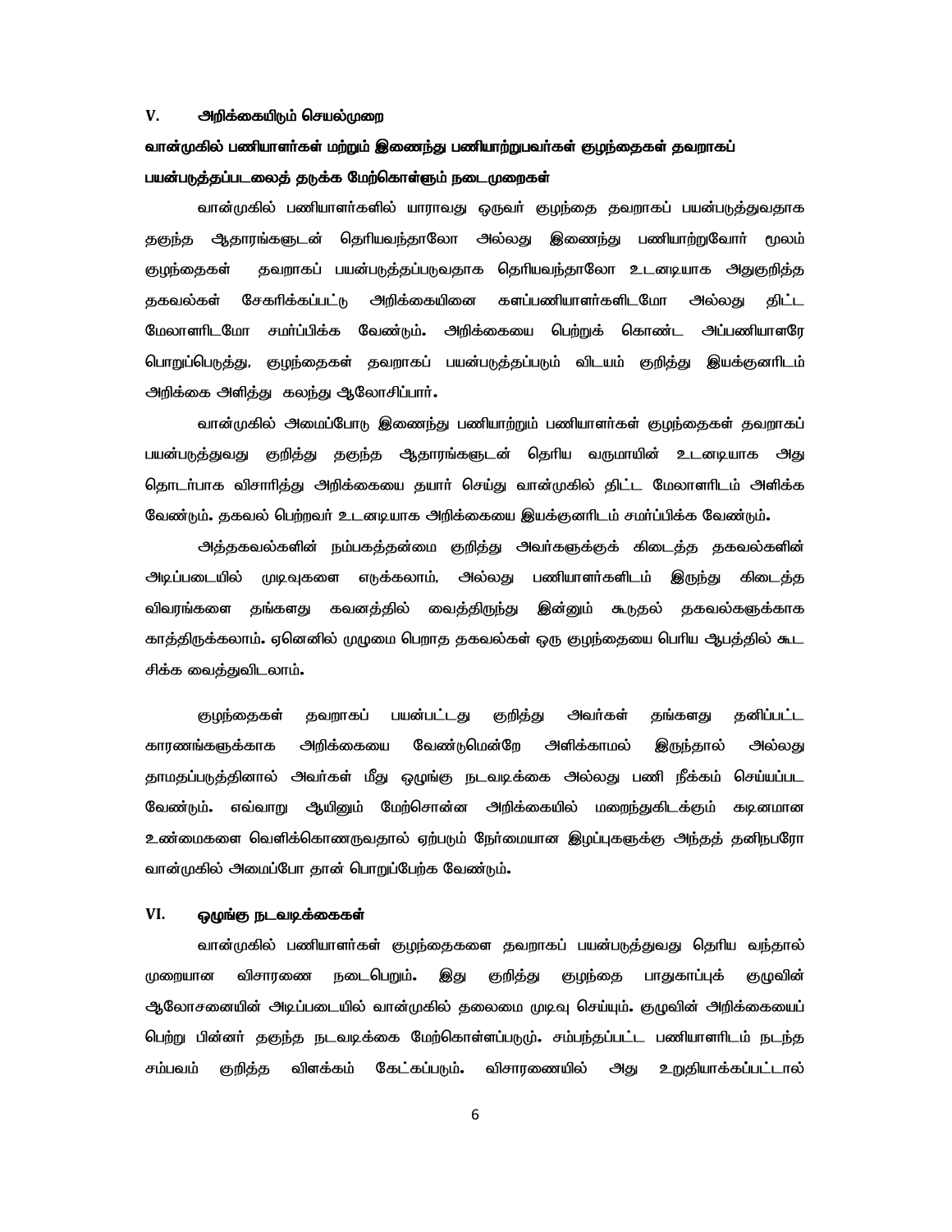## V. அறிக்கையிடும் செயல்முறை

**வான்முகில் பணியாளர்கள் மற்றும் இணைந்து பணியாற்றுபவர்கள் குழந்தைகள் தவறாகப் பயன்படுத்தப்படலைத் தடுக்க மேற்கொள்ளும் நடைமுறைகள்**

வான்முகில் பணியாளர்களில் யாராவது ஒருவர் குழந்தை தவறாகப் பயன்படுத்துவதாக தகுந்த ஆதாரங்களுடன் தெரியவந்தாலோ அல்லது இணைந்து பணியாற்றுவோர் மூலம் குழந்தைகள் தவறாகப் பயன்படுத்தப்படுவதாக தெரியவந்தாலோ உடனடியாக அதுகுறித்த தகவல்கள் சேகரிக்கப்பட்டு அறிக்கையினை களப்பணியாளர்களிடமோ அல்லது திட்ட மேலாளரிடமோ சமர்ப்பிக்க வேண்டும். அறிக்கையை பெற்றுக் கொண்ட அப்பணியாளரே பொறுப்பெடுத்து, குழந்தைகள் தவறாகப் பயன்படுத்தப்படும் விடயம் குறித்து இயக்குனரிடம் அறிக்கை அளித்து கலந்து ஆலோசிப்பார்.

வான்முகில் அமைப்போடு இணைந்து பணியாற்றும் பணியாளர்கள் குழந்தைகள் தவறாகப் பயன்படுத்துவது குறித்து தகுந்த ஆதாரங்களுடன் தெரிய வருமாயின் உடனடியாக அது தொடர்பாக விசாரித்து அறிக்கையை தயார் செய்து வான்முகில் திட்ட மேலாளரிடம் அளிக்க வேண்டும். தகவல் பெற்றவர் உடனடியாக அறிக்கையை இயக்குனரிடம் சமர்ப்பிக்க வேண்டும்.

அத்தகவல்களின் நம்பகத்தன்மை குறித்து அவர்களுக்குக் கிடைத்த தகவல்களின் அடிப்படையில் முடிவுகளை எடுக்கலாம், அல்லது பணியாளர்களிடம் இருந்து கிடைத்த விவரங்களை தங்களது கவனத்தில் வைத்திருந்து இன்னும் கூடுதல் தகவல்களுக்காக காத்திருக்கலாம். ஏனெனில் முழுமை பெறாத தகவல்கள் ஒரு குழந்தையை பெரிய ஆபத்தில் கூட சிக்க வைத்துவிடலாம்.

குழந்தைகள் தவறாகப் பயன்பட்டது குறித்து அவர்கள் தங்களது தனிப்பட்ட காரணங்களுக்காக அறிக்கையை வேண்டுமென்றே அளிக்காமல் இருந்தால் அல்லது தாமதப்படுத்தினால் அவர்கள் மீது ஒழுங்கு நடவடிக்கை அல்லது பணி நீக்கம் செய்யப்பட வேண்டும். எவ்வாறு ஆயினும் மேற்சொன்ன அறிக்கையில் மறைந்துகிடக்கும் கடினமான உண்மைகளை வெளிக்கொணருவதால் ஏற்படும் நேர்மையான இழப்புகளுக்கு அந்தத் தனிநபரோ வான்முகில் அமைப்போ தான் பொறுப்பேற்க வேண்டும்.

## VI. ஒழுங்கு நடவடிக்கைகள்

வான்முகில் பணியாளர்கள் குழந்தைகளை தவறாகப் பயன்படுத்துவது தெரிய வந்தால் முறையான விசாரணை நடைபெறும். இது குறித்து குழந்தை பாதுகாப்புக் குழுவின் ஆலோசனையின் அடிப்படையில் வான்முகில் தலைமை முடிவு செய்யும். குழுவின் அறிக்கையைப் பெற்று பின்னர் தகுந்த நடவடிக்கை மேற்கொள்ளப்படும். சம்பந்தப்பட்ட பணியாளரிடம் நடந்த சம்பவம் குறித்த விளக்கம் கேட்கப்படும். விசாரணையில் அது உறுதியாக்கப்பட்டால்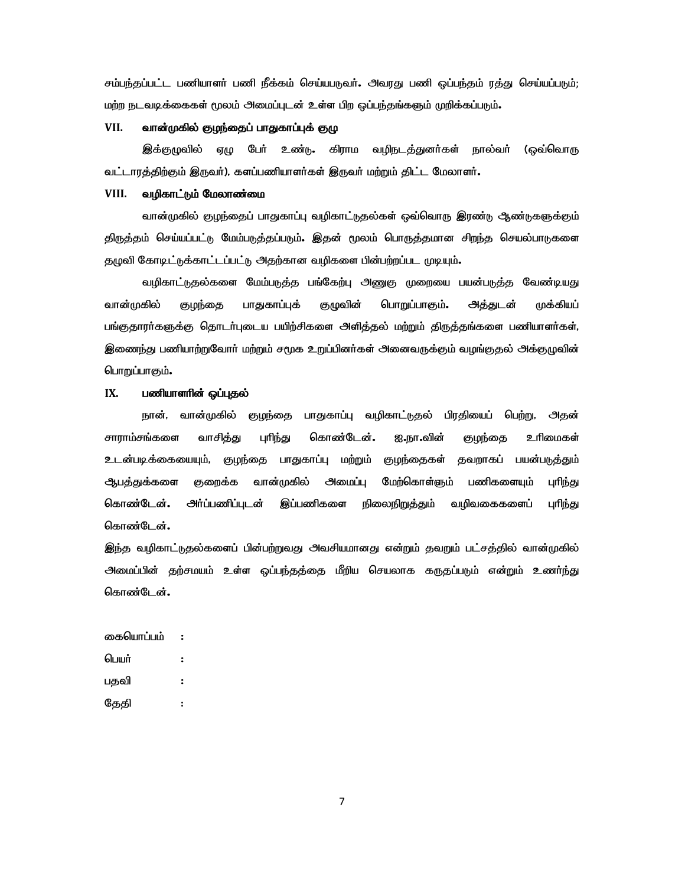சம்பந்தப்பட்ட பணியாளர் பணி நீக்கம் செய்யபடுவர். அவரது பணி ஒப்பந்தம் ரத்து செய்யப்படும்; மற்ற நடவடிக்கைகள் மூலம் அமைப்புடன் உள்ள பிற ஒப்பந்தங்களும் முறிக்கப்படும்.

## VII. வான்முகில் குழந்தைப் பாதுகாப்புக் குழு

இக்குழுவில் ஏழு பேர் உண்டு. கிராம வழிநடத்துனர்கள் நால்வர் (ஒவ்வொரு வட்டாரத்திற்கும் இருவர்), களப்பணியாளர்கள் இருவர் மற்றும் திட்ட மேலாளர்.

## VIII. வழிகாட்டும் மேலாண்மை

வான்முகில் குழந்தைப் பாதுகாப்பு வழிகாட்டுதல்கள் ஒவ்வொரு இரண்டு ஆண்டுகளுக்கும் திருத்தம் செய்யப்பட்டு மேம்படுத்தப்படும். இதன் மூலம் பொருத்தமான சிறந்த செயல்பாடுகளை தழுவி கோடிட்டுக்காட்டப்பட்டு அதற்கான வழிகளை பின்பற்றப்பட முடியும்.

வழிகாட்டுதல்களை மேம்படுத்த பங்கேற்பு அணுகு முறையை பயன்படுத்த வேண்டியது வான்முகில் குழந்தை பாதுகாப்புக் குழுவின் பொறுப்பாகும். அத்துடன் முக்கியப் பங்குதாரர்களுக்கு தொடர்புடைய பயிற்சிகளை அளித்தல் மற்றும் திருத்தங்களை பணியாளர்கள், இணைந்து பணியாற்றுவோர் மற்றும் சமூக உறுப்பினர்கள் அனைவருக்கும் வழங்குதல் அக்குழுவின் பொறுப்பாகும்.

## IX. பணியாளரின் ஒப்புதல்

நான், வான்முகில் குழந்தை பாதுகாப்பு வழிகாட்டுதல் பிரதியைப் பெற்று, அதன் சாராம்சங்களை வாசித்து புரிந்து கொண்டேன். ஐ.நா.வின் குழந்தை உரிமைகள் உடன்படிக்கையையும், குழந்தை பாதுகாப்பு மற்றும் குழந்தைகள் தவறாகப் பயன்படுத்தும் ஆபத்துக்களை குறைக்க வான்முகில் அமைப்பு மேற்கொள்ளும் பணிகளையும் புரிந்து கொண்டேன். அர்ப்பணிப்புடன் இப்பணிகளை நிலைநிறுத்தும் வழிவகைகளைப் புரிந்து கொண்டேன்.

இந்த வழிகாட்டுதல்களைப் பின்பற்றுவது அவசியமானது என்றும் தவறும் பட்சத்தில் வான்முகில் அமைப்பின் தற்சமயம் உள்ள ஒப்பந்தத்தை மீறிய செயலாக கருதப்படும் என்றும் உணர்ந்து கொண்டேன்.

கையொப்பம் :

பெயர் :

பதவி :

தேதி :